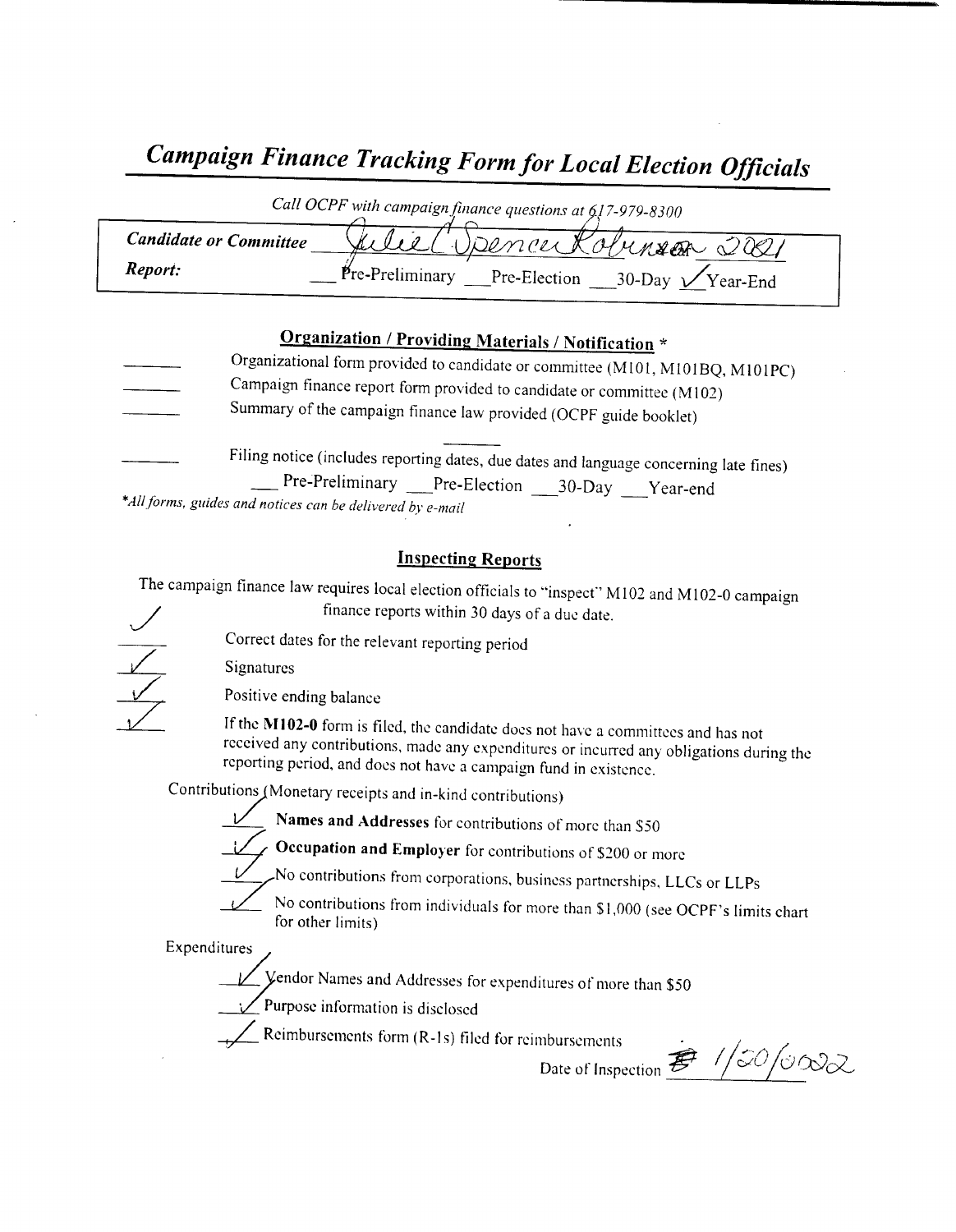# *Campaign Finance Tracking Form for Local Election Officials*

*Call OCPF with campaign finance questions at 617-979-8300*

| | |
|---|---|
| ***Candidate or Committee*** | Julie C. Spencer Robinson 2021 |
| ***Report:*** | ___ Pre-Preliminary ___ Pre-Election ___ 30-Day ✓ Year-End |

## Organization / Providing Materials / Notification *

_____ Organizational form provided to candidate or committee (M101, M101BQ, M101PC)

_____ Campaign finance report form provided to candidate or committee (M102)

_____ Summary of the campaign finance law provided (OCPF guide booklet)

_____ Filing notice (includes reporting dates, due dates and language concerning late fines)

___ Pre-Preliminary ___ Pre-Election ___ 30-Day ___ Year-end

**All forms, guides and notices can be delivered by e-mail*

## Inspecting Reports

The campaign finance law requires local election officials to "inspect" M102 and M102-0 campaign finance reports within 30 days of a due date.

✓ Correct dates for the relevant reporting period

✓ Signatures

✓ Positive ending balance

✓ If the **M102-0** form is filed, the candidate does not have a committees and has not received any contributions, made any expenditures or incurred any obligations during the reporting period, and does not have a campaign fund in existence.

Contributions (Monetary receipts and in-kind contributions)

✓ **Names and Addresses** for contributions of more than $50

✓ **Occupation and Employer** for contributions of $200 or more

✓ No contributions from corporations, business partnerships, LLCs or LLPs

✓ No contributions from individuals for more than $1,000 (see OCPF's limits chart for other limits)

Expenditures

✓ Vendor Names and Addresses for expenditures of more than $50

✓ Purpose information is disclosed

✓ Reimbursements form (R-1s) filed for reimbursements

Date of Inspection 1/20/2022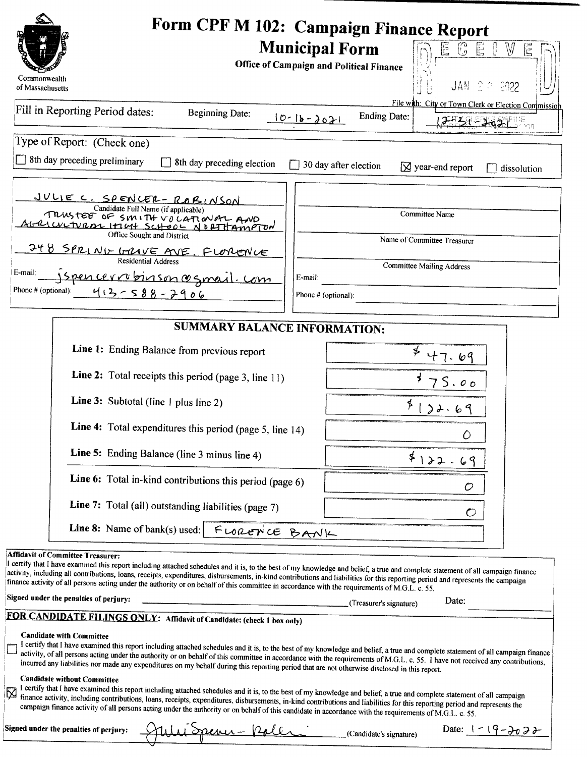# Form CPF M 102: Campaign Finance Report

## Municipal Form

**Office of Campaign and Political Finance**

Commonwealth of Massachusetts

RECEIVED JAN 2_ 2022 CITY CLERK'S OFFICE

File with: City or Town Clerk or Election Commission

Fill in Reporting Period dates: Beginning Date: 10-16-2021 Ending Date: 12-31-2021

Type of Report: (Check one)

- [ ] 8th day preceding preliminary
- [ ] 8th day preceding election
- [ ] 30 day after election
- [x] year-end report
- [ ] dissolution

JULIE C. SPENCER-ROBINSON
Candidate Full Name (if applicable)

TRUSTEE OF SMITH VOCATIONAL AND AGRICULTURAL HIGH SCHOOL NORTHAMPTON
Office Sought and District

248 SPRING GROVE AVE. FLORENCE
Residential Address

E-mail: jspencerrobinson@gmail.com

Phone # (optional): 413-588-2906

Committee Name:

Name of Committee Treasurer:

Committee Mailing Address:

E-mail:

Phone # (optional):

## SUMMARY BALANCE INFORMATION:

| | |
|---|---|
| **Line 1:** Ending Balance from previous report | $47.69 |
| **Line 2:** Total receipts this period (page 3, line 11) | $75.00 |
| **Line 3:** Subtotal (line 1 plus line 2) | $122.69 |
| **Line 4:** Total expenditures this period (page 5, line 14) | 0 |
| **Line 5:** Ending Balance (line 3 minus line 4) | $122.69 |
| **Line 6:** Total in-kind contributions this period (page 6) | 0 |
| **Line 7:** Total (all) outstanding liabilities (page 7) | 0 |
| **Line 8:** Name of bank(s) used: | FLORENCE BANK |

**Affidavit of Committee Treasurer:**
I certify that I have examined this report including attached schedules and it is, to the best of my knowledge and belief, a true and complete statement of all campaign finance activity, including all contributions, loans, receipts, expenditures, disbursements, in-kind contributions and liabilities for this reporting period and represents the campaign finance activity of all persons acting under the authority or on behalf of this committee in accordance with the requirements of M.G.L. c. 55.

**Signed under the penalties of perjury:** ______________________ (Treasurer's signature) Date: __________

**FOR CANDIDATE FILINGS ONLY: Affidavit of Candidate: (check 1 box only)**

- [ ] **Candidate with Committee**
I certify that I have examined this report including attached schedules and it is, to the best of my knowledge and belief, a true and complete statement of all campaign finance activity, of all persons acting under the authority or on behalf of this committee in accordance with the requirements of M.G.L. c. 55. I have not received any contributions, incurred any liabilities nor made any expenditures on my behalf during this reporting period that are not otherwise disclosed in this report.

- [x] **Candidate without Committee**
I certify that I have examined this report including attached schedules and it is, to the best of my knowledge and belief, a true and complete statement of all campaign finance activity, including contributions, loans, receipts, expenditures, disbursements, in-kind contributions and liabilities for this reporting period and represents the campaign finance activity of all persons acting under the authority or on behalf of this candidate in accordance with the requirements of M.G.L. c. 55.

**Signed under the penalties of perjury:** Julie Spencer-Robinson (Candidate's signature) Date: 1-19-2022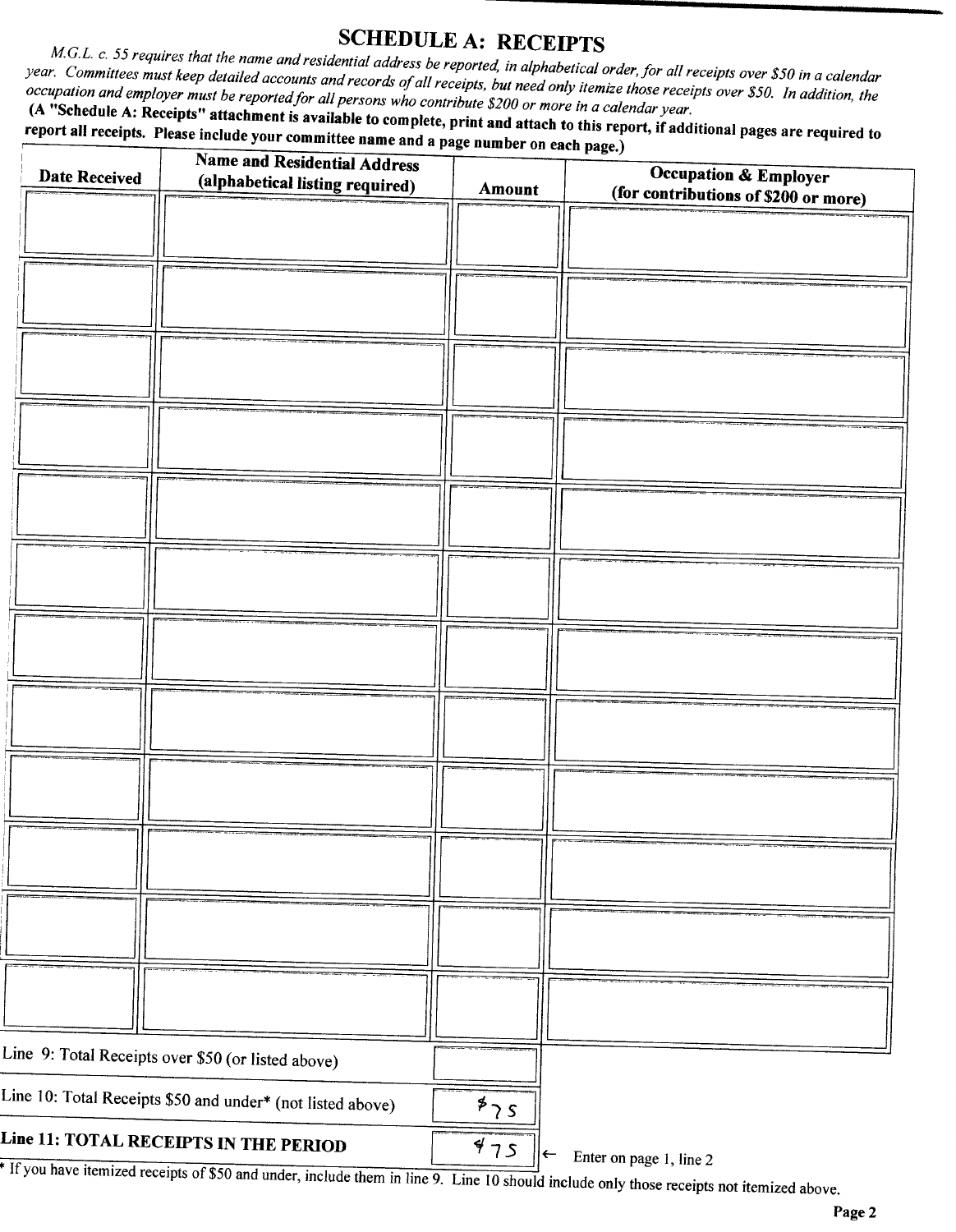## SCHEDULE A: RECEIPTS

*M.G.L. c. 55 requires that the name and residential address be reported, in alphabetical order, for all receipts over $50 in a calendar year. Committees must keep detailed accounts and records of all receipts, but need only itemize those receipts over $50. In addition, the occupation and employer must be reported for all persons who contribute $200 or more in a calendar year.*

**(A "Schedule A: Receipts" attachment is available to complete, print and attach to this report, if additional pages are required to report all receipts. Please include your committee name and a page number on each page.)**

| Date Received | Name and Residential Address (alphabetical listing required) | Amount | Occupation & Employer (for contributions of $200 or more) |
|---|---|---|---|
| | | | |
| | | | |
| | | | |
| | | | |
| | | | |
| | | | |
| | | | |
| | | | |
| | | | |
| | | | |
| | | | |
| | | | |

| | |
|---|---|
| Line 9: Total Receipts over $50 (or listed above) | |
| Line 10: Total Receipts $50 and under* (not listed above) | $75 |
| **Line 11: TOTAL RECEIPTS IN THE PERIOD** | $75 ← Enter on page 1, line 2 |

* If you have itemized receipts of $50 and under, include them in line 9. Line 10 should include only those receipts not itemized above.